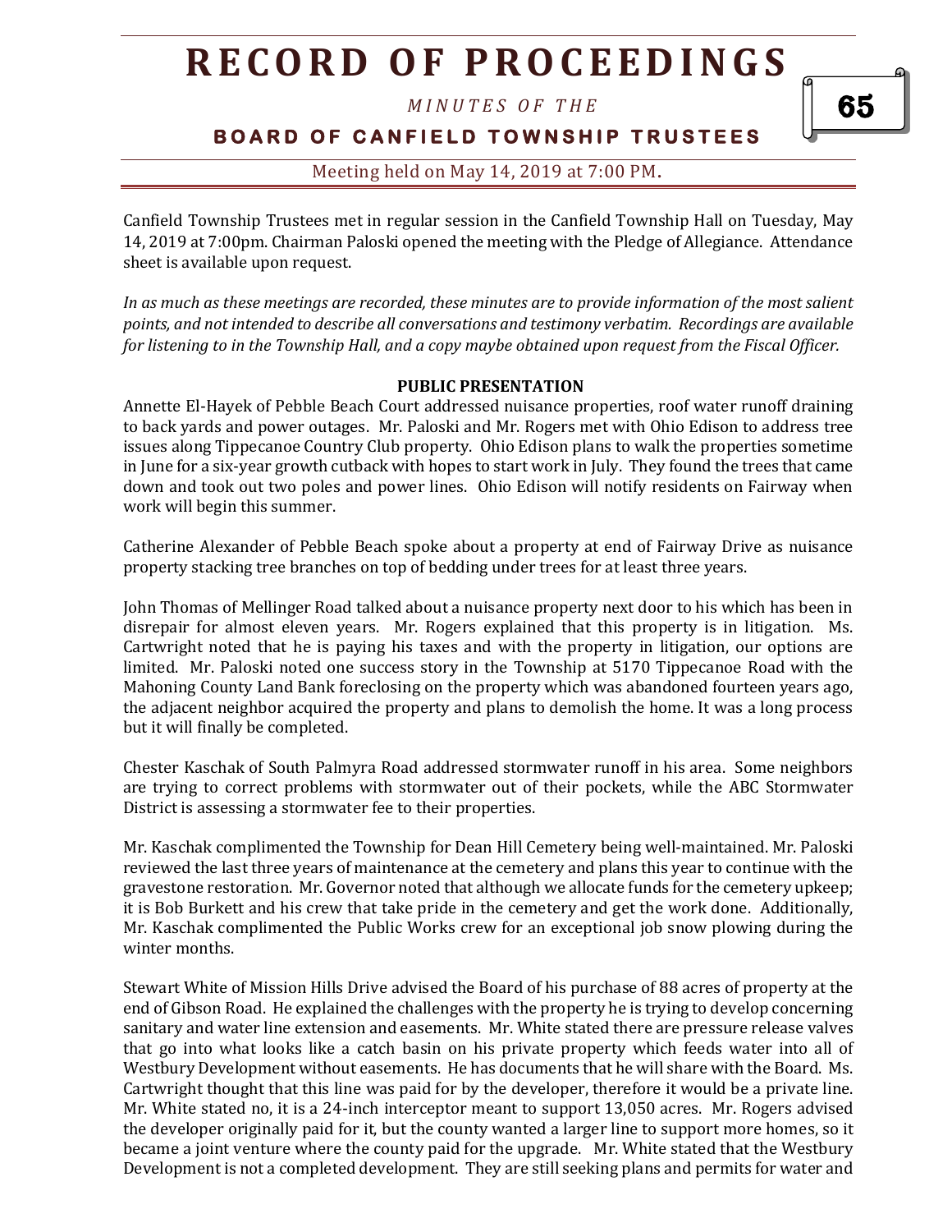# RECORD OF PROCEEDINGS

*MINUTES OF THE*

**BOARD OF CANFIELD TOWNSHIP TRUSTEES**

Meeting held on May 14, 2019 at 7:00 PM.

Canfield Township Trustees met in regular session in the Canfield Township Hall on Tuesday, May 14, 2019 at 7:00pm. Chairman Paloski opened the meeting with the Pledge of Allegiance. Attendance sheet is available upon request.

*In as much as these meetings are recorded, these minutes are to provide information of the most salient points, and not intended to describe all conversations and testimony verbatim. Recordings are available for listening to in the Township Hall, and a copy maybe obtained upon request from the Fiscal Officer.*

**PUBLIC PRESENTATION**

Annette El-Hayek of Pebble Beach Court addressed nuisance properties, roof water runoff draining to back yards and power outages. Mr. Paloski and Mr. Rogers met with Ohio Edison to address tree issues along Tippecanoe Country Club property. Ohio Edison plans to walk the properties sometime in June for a six-year growth cutback with hopes to start work in July. They found the trees that came down and took out two poles and power lines. Ohio Edison will notify residents on Fairway when work will begin this summer.

Catherine Alexander of Pebble Beach spoke about a property at end of Fairway Drive as nuisance property stacking tree branches on top of bedding under trees for at least three years.

John Thomas of Mellinger Road talked about a nuisance property next door to his which has been in disrepair for almost eleven years. Mr. Rogers explained that this property is in litigation. Ms. Cartwright noted that he is paying his taxes and with the property in litigation, our options are limited. Mr. Paloski noted one success story in the Township at 5170 Tippecanoe Road with the Mahoning County Land Bank foreclosing on the property which was abandoned fourteen years ago, the adjacent neighbor acquired the property and plans to demolish the home. It was a long process but it will finally be completed.

Chester Kaschak of South Palmyra Road addressed stormwater runoff in his area. Some neighbors are trying to correct problems with stormwater out of their pockets, while the ABC Stormwater District is assessing a stormwater fee to their properties.

Mr. Kaschak complimented the Township for Dean Hill Cemetery being well-maintained. Mr. Paloski reviewed the last three years of maintenance at the cemetery and plans this year to continue with the gravestone restoration. Mr. Governor noted that although we allocate funds for the cemetery upkeep; it is Bob Burkett and his crew that take pride in the cemetery and get the work done. Additionally, Mr. Kaschak complimented the Public Works crew for an exceptional job snow plowing during the winter months.

Stewart White of Mission Hills Drive advised the Board of his purchase of 88 acres of property at the end of Gibson Road. He explained the challenges with the property he is trying to develop concerning sanitary and water line extension and easements. Mr. White stated there are pressure release valves that go into what looks like a catch basin on his private property which feeds water into all of Westbury Development without easements. He has documents that he will share with the Board. Ms. Cartwright thought that this line was paid for by the developer, therefore it would be a private line. Mr. White stated no, it is a 24-inch interceptor meant to support 13,050 acres. Mr. Rogers advised the developer originally paid for it, but the county wanted a larger line to support more homes, so it became a joint venture where the county paid for the upgrade. Mr. White stated that the Westbury Development is not a completed development. They are still seeking plans and permits for water and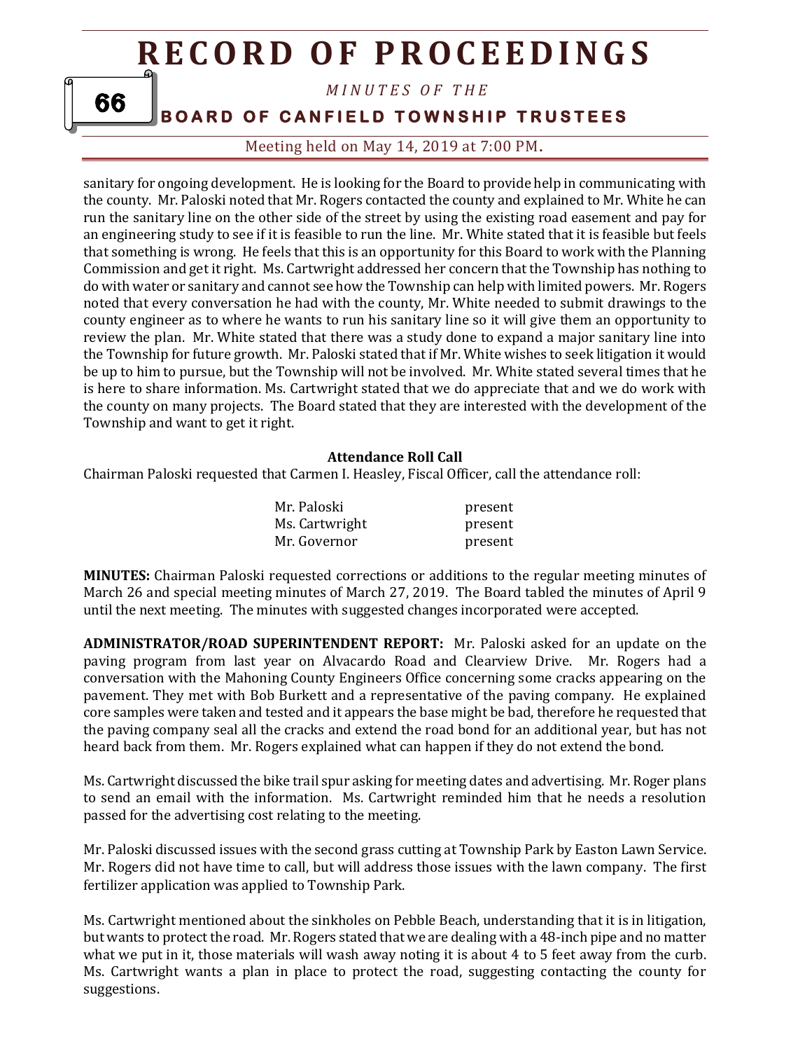sanitary for ongoing development. He is looking for the Board to provide help in communicating with the county. Mr. Paloski noted that Mr. Rogers contacted the county and explained to Mr. White he can run the sanitary line on the other side of the street by using the existing road easement and pay for an engineering study to see if it is feasible to run the line. Mr. White stated that it is feasible but feels that something is wrong. He feels that this is an opportunity for this Board to work with the Planning Commission and get it right. Ms. Cartwright addressed her concern that the Township has nothing to do with water or sanitary and cannot see how the Township can help with limited powers. Mr. Rogers noted that every conversation he had with the county, Mr. White needed to submit drawings to the county engineer as to where he wants to run his sanitary line so it will give them an opportunity to review the plan. Mr. White stated that there was a study done to expand a major sanitary line into the Township for future growth. Mr. Paloski stated that if Mr. White wishes to seek litigation it would be up to him to pursue, but the Township will not be involved. Mr. White stated several times that he is here to share information. Ms. Cartwright stated that we do appreciate that and we do work with the county on many projects. The Board stated that they are interested with the development of the Township and want to get it right.

**Attendance Roll Call**

Chairman Paloski requested that Carmen I. Heasley, Fiscal Officer, call the attendance roll:

| | |
|---|---|
| Mr. Paloski | present |
| Ms. Cartwright | present |
| Mr. Governor | present |

**MINUTES:** Chairman Paloski requested corrections or additions to the regular meeting minutes of March 26 and special meeting minutes of March 27, 2019. The Board tabled the minutes of April 9 until the next meeting. The minutes with suggested changes incorporated were accepted.

**ADMINISTRATOR/ROAD SUPERINTENDENT REPORT:** Mr. Paloski asked for an update on the paving program from last year on Alvacardo Road and Clearview Drive. Mr. Rogers had a conversation with the Mahoning County Engineers Office concerning some cracks appearing on the pavement. They met with Bob Burkett and a representative of the paving company. He explained core samples were taken and tested and it appears the base might be bad, therefore he requested that the paving company seal all the cracks and extend the road bond for an additional year, but has not heard back from them. Mr. Rogers explained what can happen if they do not extend the bond.

Ms. Cartwright discussed the bike trail spur asking for meeting dates and advertising. Mr. Roger plans to send an email with the information. Ms. Cartwright reminded him that he needs a resolution passed for the advertising cost relating to the meeting.

Mr. Paloski discussed issues with the second grass cutting at Township Park by Easton Lawn Service. Mr. Rogers did not have time to call, but will address those issues with the lawn company. The first fertilizer application was applied to Township Park.

Ms. Cartwright mentioned about the sinkholes on Pebble Beach, understanding that it is in litigation, but wants to protect the road. Mr. Rogers stated that we are dealing with a 48-inch pipe and no matter what we put in it, those materials will wash away noting it is about 4 to 5 feet away from the curb. Ms. Cartwright wants a plan in place to protect the road, suggesting contacting the county for suggestions.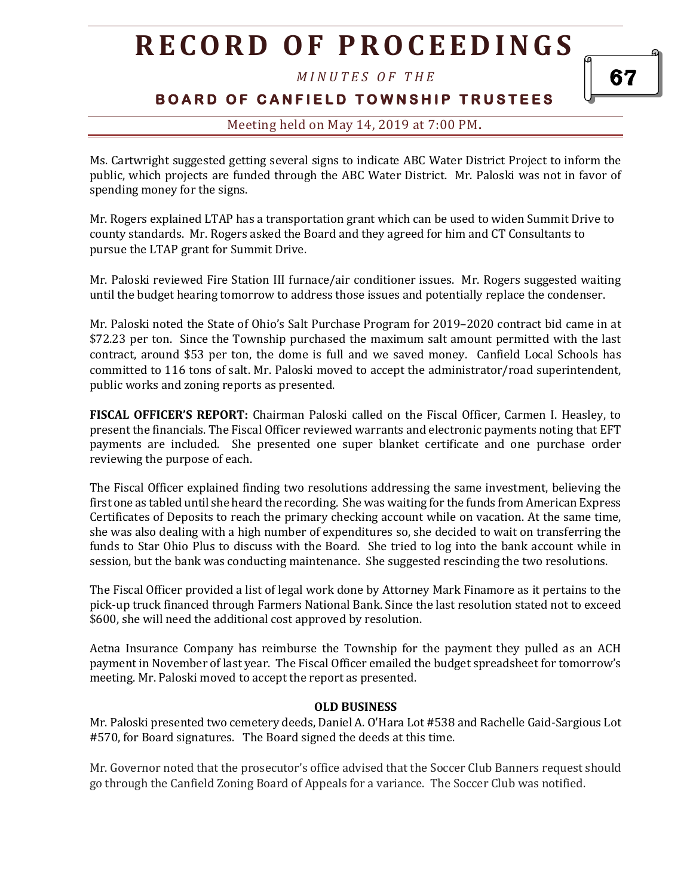Ms. Cartwright suggested getting several signs to indicate ABC Water District Project to inform the public, which projects are funded through the ABC Water District. Mr. Paloski was not in favor of spending money for the signs.

Mr. Rogers explained LTAP has a transportation grant which can be used to widen Summit Drive to county standards. Mr. Rogers asked the Board and they agreed for him and CT Consultants to pursue the LTAP grant for Summit Drive.

Mr. Paloski reviewed Fire Station III furnace/air conditioner issues. Mr. Rogers suggested waiting until the budget hearing tomorrow to address those issues and potentially replace the condenser.

Mr. Paloski noted the State of Ohio's Salt Purchase Program for 2019–2020 contract bid came in at $72.23 per ton. Since the Township purchased the maximum salt amount permitted with the last contract, around $53 per ton, the dome is full and we saved money. Canfield Local Schools has committed to 116 tons of salt. Mr. Paloski moved to accept the administrator/road superintendent, public works and zoning reports as presented.

**FISCAL OFFICER'S REPORT:** Chairman Paloski called on the Fiscal Officer, Carmen I. Heasley, to present the financials. The Fiscal Officer reviewed warrants and electronic payments noting that EFT payments are included. She presented one super blanket certificate and one purchase order reviewing the purpose of each.

The Fiscal Officer explained finding two resolutions addressing the same investment, believing the first one as tabled until she heard the recording. She was waiting for the funds from American Express Certificates of Deposits to reach the primary checking account while on vacation. At the same time, she was also dealing with a high number of expenditures so, she decided to wait on transferring the funds to Star Ohio Plus to discuss with the Board. She tried to log into the bank account while in session, but the bank was conducting maintenance. She suggested rescinding the two resolutions.

The Fiscal Officer provided a list of legal work done by Attorney Mark Finamore as it pertains to the pick-up truck financed through Farmers National Bank. Since the last resolution stated not to exceed $600, she will need the additional cost approved by resolution.

Aetna Insurance Company has reimburse the Township for the payment they pulled as an ACH payment in November of last year. The Fiscal Officer emailed the budget spreadsheet for tomorrow's meeting. Mr. Paloski moved to accept the report as presented.

**OLD BUSINESS**

Mr. Paloski presented two cemetery deeds, Daniel A. O'Hara Lot #538 and Rachelle Gaid-Sargious Lot #570, for Board signatures. The Board signed the deeds at this time.

Mr. Governor noted that the prosecutor's office advised that the Soccer Club Banners request should go through the Canfield Zoning Board of Appeals for a variance. The Soccer Club was notified.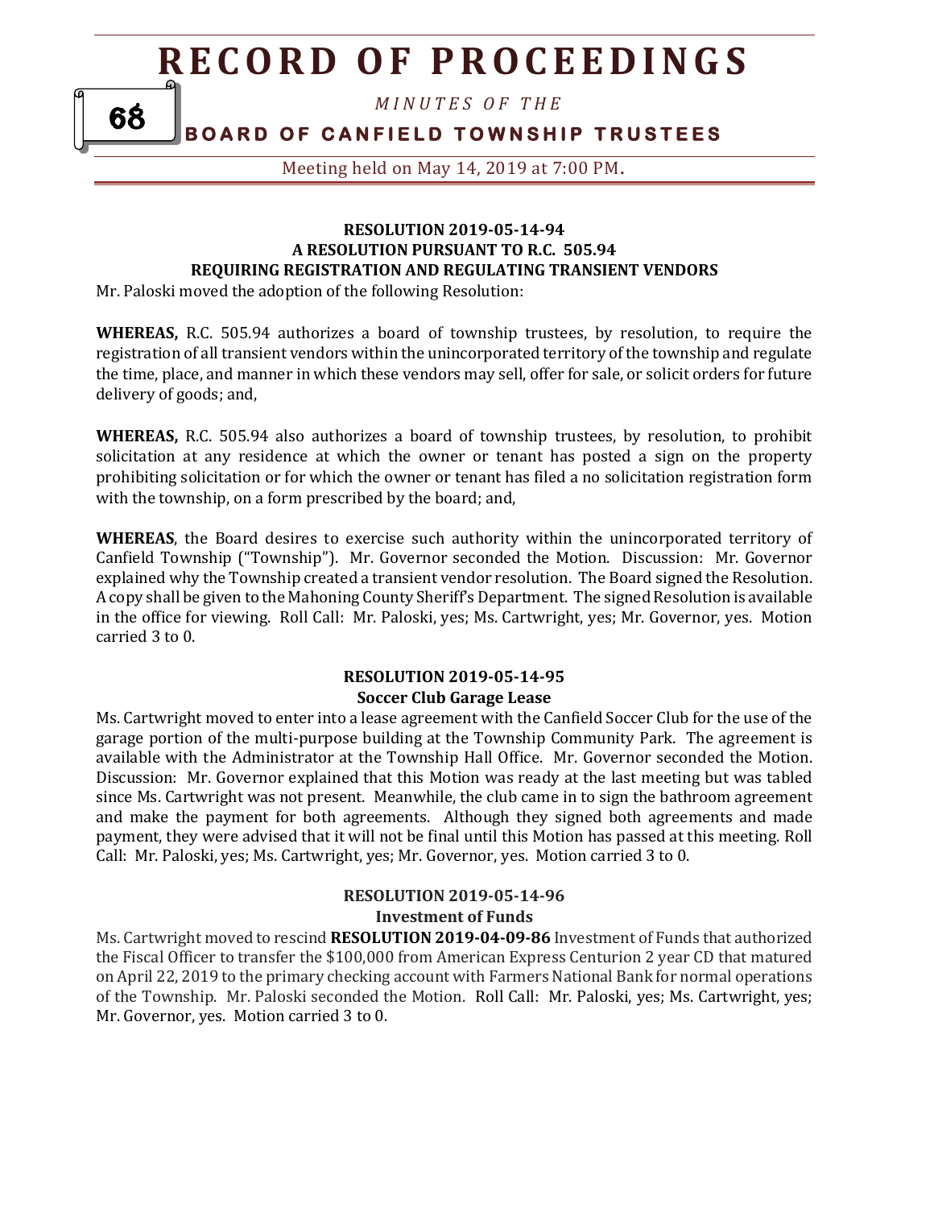**RESOLUTION 2019-05-14-94**
**A RESOLUTION PURSUANT TO R.C. 505.94**
**REQUIRING REGISTRATION AND REGULATING TRANSIENT VENDORS**

Mr. Paloski moved the adoption of the following Resolution:

**WHEREAS,** R.C. 505.94 authorizes a board of township trustees, by resolution, to require the registration of all transient vendors within the unincorporated territory of the township and regulate the time, place, and manner in which these vendors may sell, offer for sale, or solicit orders for future delivery of goods; and,

**WHEREAS,** R.C. 505.94 also authorizes a board of township trustees, by resolution, to prohibit solicitation at any residence at which the owner or tenant has posted a sign on the property prohibiting solicitation or for which the owner or tenant has filed a no solicitation registration form with the township, on a form prescribed by the board; and,

**WHEREAS**, the Board desires to exercise such authority within the unincorporated territory of Canfield Township ("Township"). Mr. Governor seconded the Motion. Discussion: Mr. Governor explained why the Township created a transient vendor resolution. The Board signed the Resolution. A copy shall be given to the Mahoning County Sheriff's Department. The signed Resolution is available in the office for viewing. Roll Call: Mr. Paloski, yes; Ms. Cartwright, yes; Mr. Governor, yes. Motion carried 3 to 0.

**RESOLUTION 2019-05-14-95**
**Soccer Club Garage Lease**

Ms. Cartwright moved to enter into a lease agreement with the Canfield Soccer Club for the use of the garage portion of the multi-purpose building at the Township Community Park. The agreement is available with the Administrator at the Township Hall Office. Mr. Governor seconded the Motion. Discussion: Mr. Governor explained that this Motion was ready at the last meeting but was tabled since Ms. Cartwright was not present. Meanwhile, the club came in to sign the bathroom agreement and make the payment for both agreements. Although they signed both agreements and made payment, they were advised that it will not be final until this Motion has passed at this meeting. Roll Call: Mr. Paloski, yes; Ms. Cartwright, yes; Mr. Governor, yes. Motion carried 3 to 0.

**RESOLUTION 2019-05-14-96**
**Investment of Funds**

Ms. Cartwright moved to rescind **RESOLUTION 2019-04-09-86** Investment of Funds that authorized the Fiscal Officer to transfer the $100,000 from American Express Centurion 2 year CD that matured on April 22, 2019 to the primary checking account with Farmers National Bank for normal operations of the Township. Mr. Paloski seconded the Motion. Roll Call: Mr. Paloski, yes; Ms. Cartwright, yes; Mr. Governor, yes. Motion carried 3 to 0.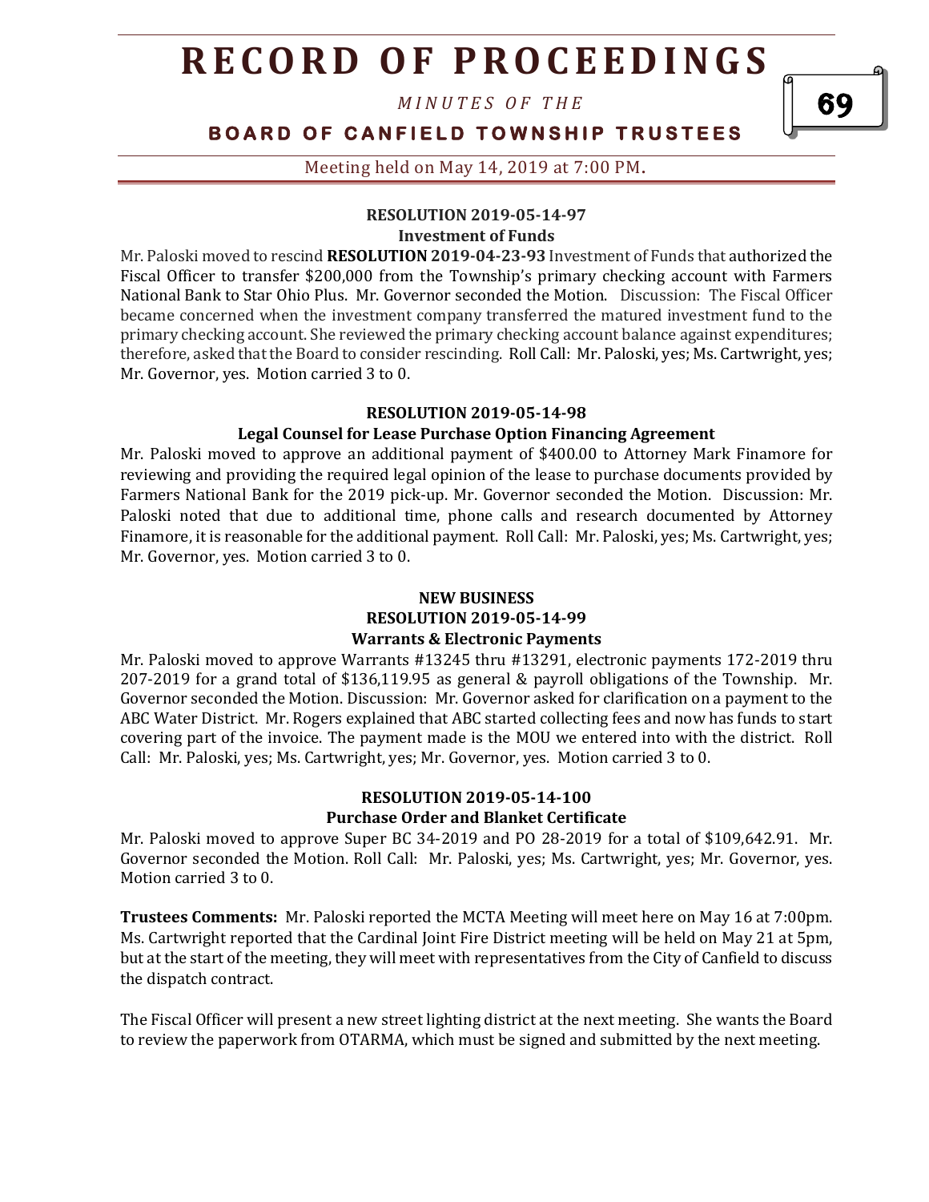**RESOLUTION 2019-05-14-97**
**Investment of Funds**

Mr. Paloski moved to rescind **RESOLUTION 2019-04-23-93** Investment of Funds that authorized the Fiscal Officer to transfer $200,000 from the Township's primary checking account with Farmers National Bank to Star Ohio Plus. Mr. Governor seconded the Motion. Discussion: The Fiscal Officer became concerned when the investment company transferred the matured investment fund to the primary checking account. She reviewed the primary checking account balance against expenditures; therefore, asked that the Board to consider rescinding. Roll Call: Mr. Paloski, yes; Ms. Cartwright, yes; Mr. Governor, yes. Motion carried 3 to 0.

**RESOLUTION 2019-05-14-98**
**Legal Counsel for Lease Purchase Option Financing Agreement**

Mr. Paloski moved to approve an additional payment of $400.00 to Attorney Mark Finamore for reviewing and providing the required legal opinion of the lease to purchase documents provided by Farmers National Bank for the 2019 pick-up. Mr. Governor seconded the Motion. Discussion: Mr. Paloski noted that due to additional time, phone calls and research documented by Attorney Finamore, it is reasonable for the additional payment. Roll Call: Mr. Paloski, yes; Ms. Cartwright, yes; Mr. Governor, yes. Motion carried 3 to 0.

**NEW BUSINESS**
**RESOLUTION 2019-05-14-99**
**Warrants & Electronic Payments**

Mr. Paloski moved to approve Warrants #13245 thru #13291, electronic payments 172-2019 thru 207-2019 for a grand total of $136,119.95 as general & payroll obligations of the Township. Mr. Governor seconded the Motion. Discussion: Mr. Governor asked for clarification on a payment to the ABC Water District. Mr. Rogers explained that ABC started collecting fees and now has funds to start covering part of the invoice. The payment made is the MOU we entered into with the district. Roll Call: Mr. Paloski, yes; Ms. Cartwright, yes; Mr. Governor, yes. Motion carried 3 to 0.

**RESOLUTION 2019-05-14-100**
**Purchase Order and Blanket Certificate**

Mr. Paloski moved to approve Super BC 34-2019 and PO 28-2019 for a total of $109,642.91. Mr. Governor seconded the Motion. Roll Call: Mr. Paloski, yes; Ms. Cartwright, yes; Mr. Governor, yes. Motion carried 3 to 0.

**Trustees Comments:** Mr. Paloski reported the MCTA Meeting will meet here on May 16 at 7:00pm. Ms. Cartwright reported that the Cardinal Joint Fire District meeting will be held on May 21 at 5pm, but at the start of the meeting, they will meet with representatives from the City of Canfield to discuss the dispatch contract.

The Fiscal Officer will present a new street lighting district at the next meeting. She wants the Board to review the paperwork from OTARMA, which must be signed and submitted by the next meeting.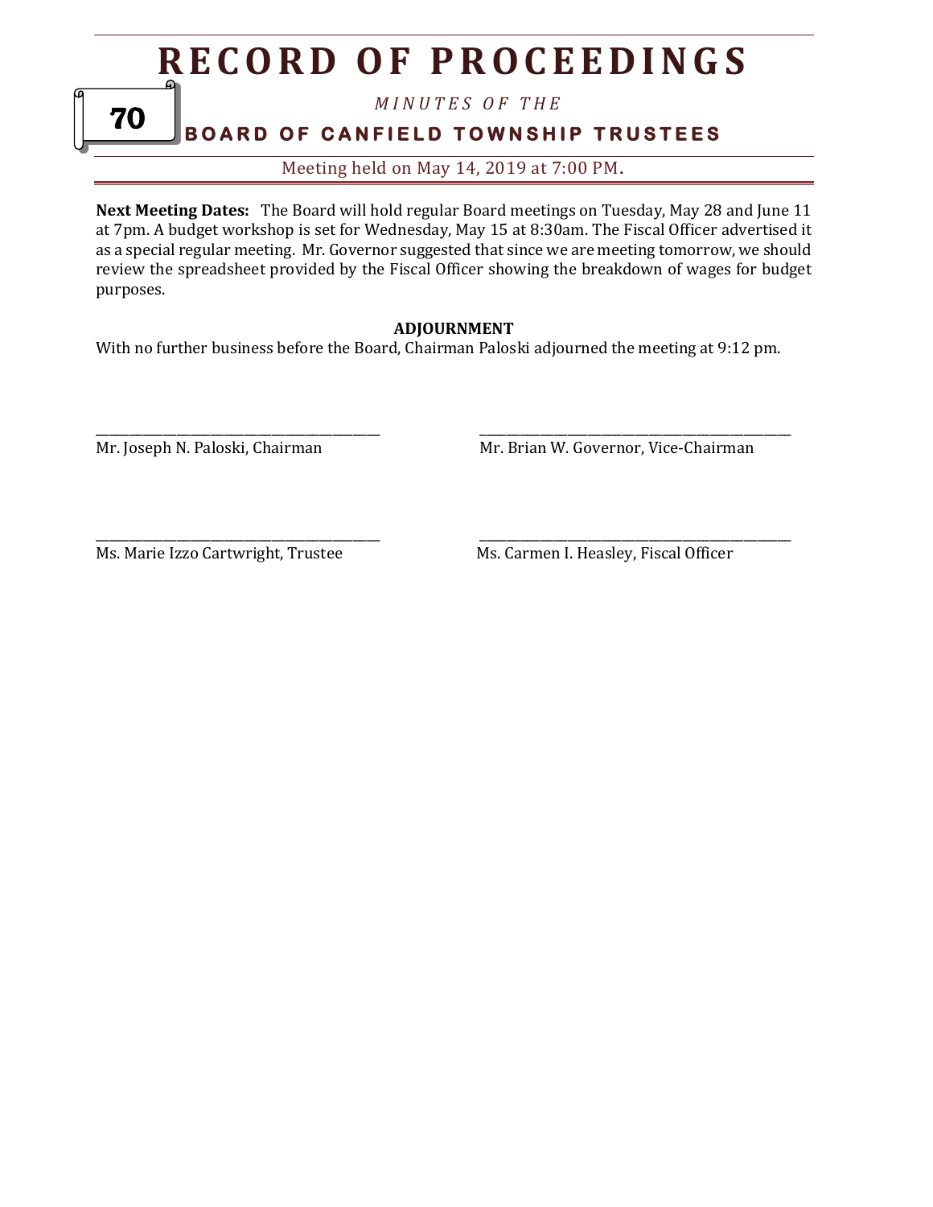**Next Meeting Dates:** The Board will hold regular Board meetings on Tuesday, May 28 and June 11 at 7pm. A budget workshop is set for Wednesday, May 15 at 8:30am. The Fiscal Officer advertised it as a special regular meeting. Mr. Governor suggested that since we are meeting tomorrow, we should review the spreadsheet provided by the Fiscal Officer showing the breakdown of wages for budget purposes.

**ADJOURNMENT**

With no further business before the Board, Chairman Paloski adjourned the meeting at 9:12 pm.

\_\_\_\_\_\_\_\_\_\_\_\_\_\_\_\_\_\_\_\_\_\_\_\_\_\_\_\_\_\_\_\_\_\_\_\_\_\_\_\_\_\_
Mr. Joseph N. Paloski, Chairman

\_\_\_\_\_\_\_\_\_\_\_\_\_\_\_\_\_\_\_\_\_\_\_\_\_\_\_\_\_\_\_\_\_\_\_\_\_\_\_\_\_\_
Mr. Brian W. Governor, Vice-Chairman

\_\_\_\_\_\_\_\_\_\_\_\_\_\_\_\_\_\_\_\_\_\_\_\_\_\_\_\_\_\_\_\_\_\_\_\_\_\_\_\_\_\_
Ms. Marie Izzo Cartwright, Trustee

\_\_\_\_\_\_\_\_\_\_\_\_\_\_\_\_\_\_\_\_\_\_\_\_\_\_\_\_\_\_\_\_\_\_\_\_\_\_\_\_\_\_
Ms. Carmen I. Heasley, Fiscal Officer